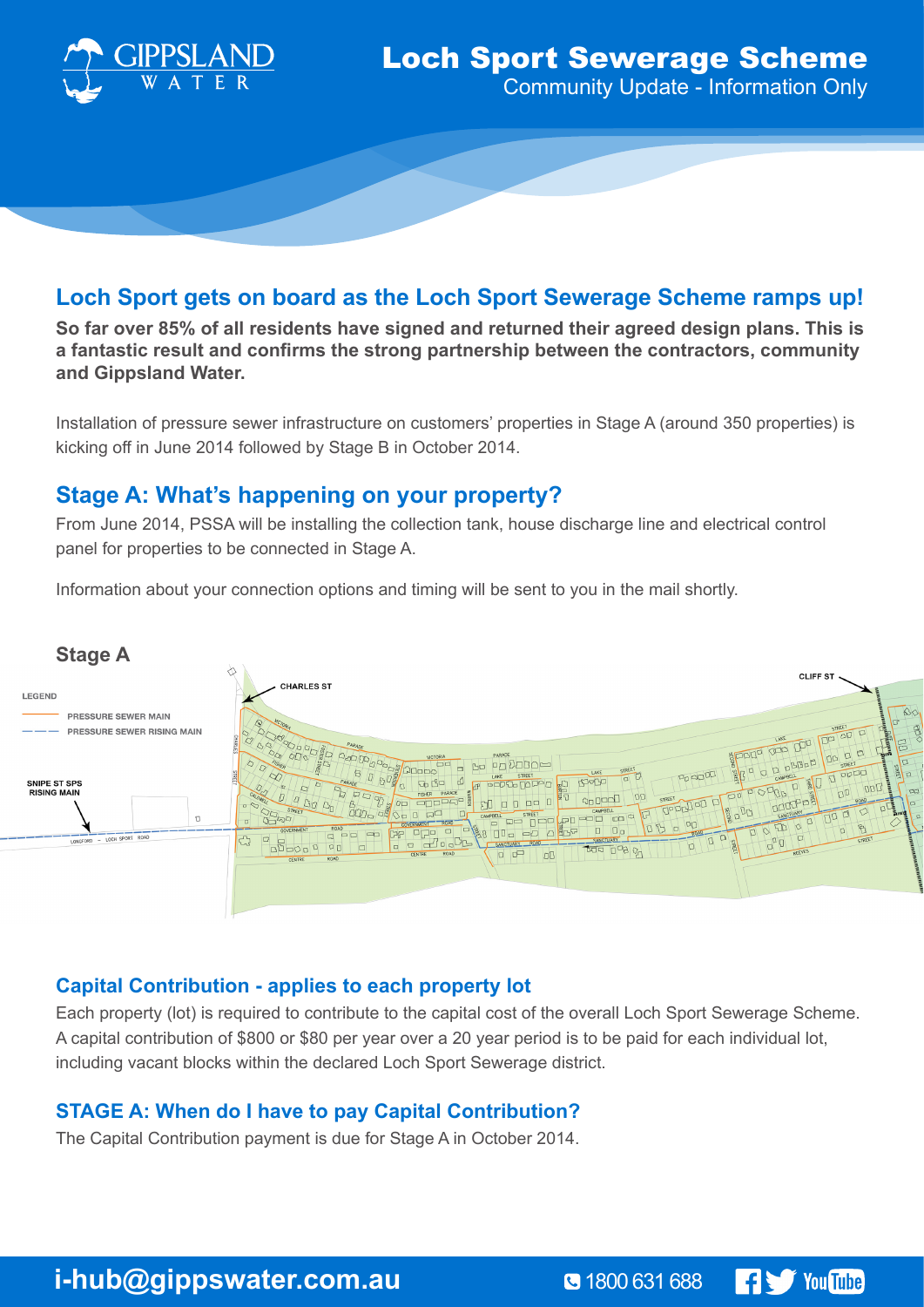GIPPSLAND WATER

# Loch Sport Sewerage Scheme

Community Update - Information Only

## Loch Sport gets on board as the Loch Sport Sewerage Scheme ramps up!

**So far over 85% of all residents have signed and returned their agreed design plans. This is a fantastic result and confirms the strong partnership between the contractors, community and Gippsland Water.**

Installation of pressure sewer infrastructure on customers' properties in Stage A (around 350 properties) is kicking off in June 2014 followed by Stage B in October 2014.

## Stage A: What's happening on your property?

From June 2014, PSSA will be installing the collection tank, house discharge line and electrical control panel for properties to be connected in Stage A.

Information about your connection options and timing will be sent to you in the mail shortly.

### Stage A

LEGEND

- PRESSURE SEWER MAIN
- PRESSURE SEWER RISING MAIN

SNIPE ST SPS RISING MAIN

CHARLES ST

CLIFF ST

### Capital Contribution - applies to each property lot

Each property (lot) is required to contribute to the capital cost of the overall Loch Sport Sewerage Scheme. A capital contribution of $800 or $80 per year over a 20 year period is to be paid for each individual lot, including vacant blocks within the declared Loch Sport Sewerage district.

### STAGE A: When do I have to pay Capital Contribution?

The Capital Contribution payment is due for Stage A in October 2014.

**i-hub@gippswater.com.au** 1800 631 688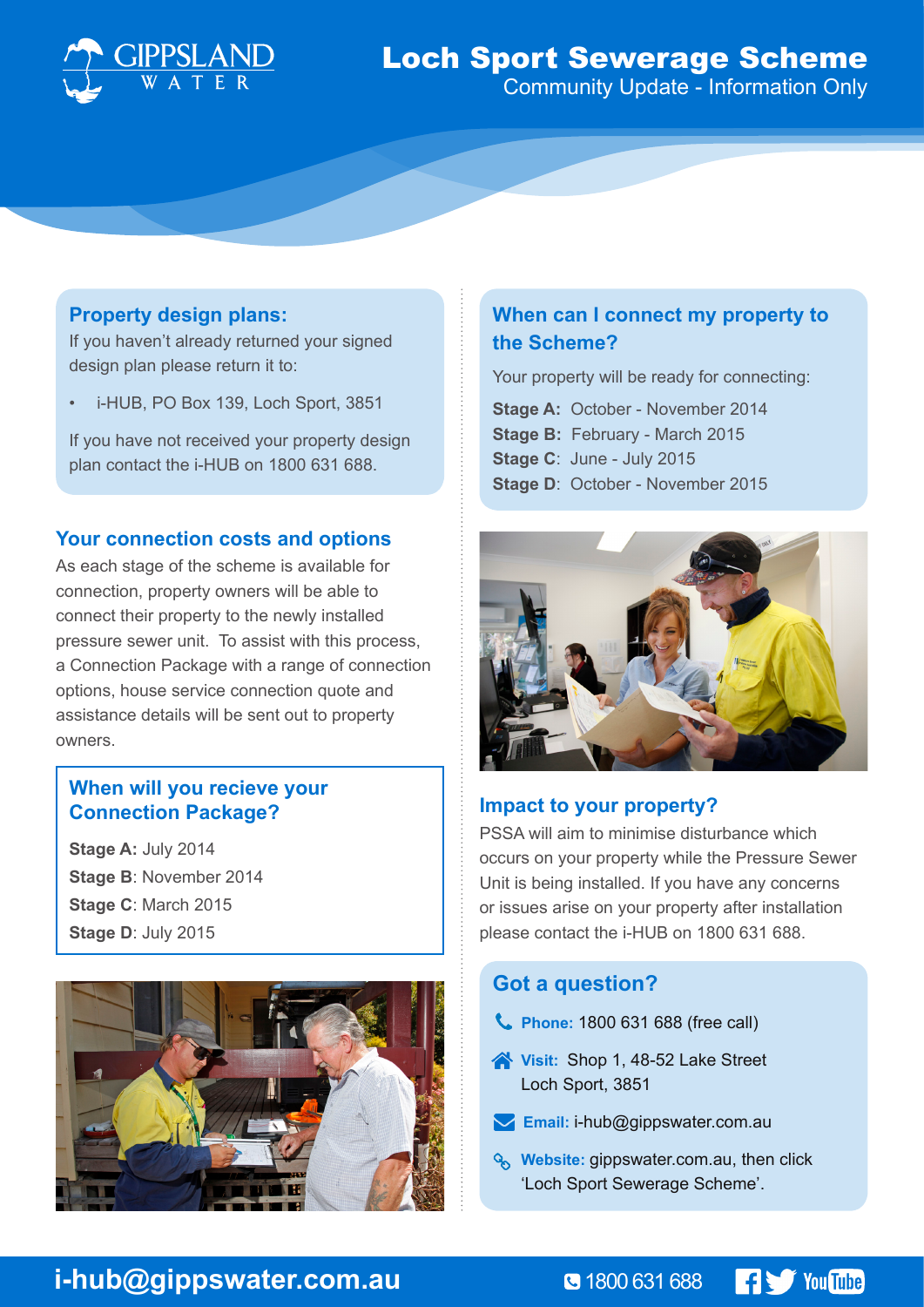# Loch Sport Sewerage Scheme

Community Update - Information Only

## Property design plans:

If you haven't already returned your signed design plan please return it to:

- i-HUB, PO Box 139, Loch Sport, 3851

If you have not received your property design plan contact the i-HUB on 1800 631 688.

## Your connection costs and options

As each stage of the scheme is available for connection, property owners will be able to connect their property to the newly installed pressure sewer unit. To assist with this process, a Connection Package with a range of connection options, house service connection quote and assistance details will be sent out to property owners.

## When will you recieve your Connection Package?

**Stage A:** July 2014
**Stage B**: November 2014
**Stage C**: March 2015
**Stage D**: July 2015

## When can I connect my property to the Scheme?

Your property will be ready for connecting:

**Stage A:** October - November 2014
**Stage B:** February - March 2015
**Stage C**: June - July 2015
**Stage D**: October - November 2015

## Impact to your property?

PSSA will aim to minimise disturbance which occurs on your property while the Pressure Sewer Unit is being installed. If you have any concerns or issues arise on your property after installation please contact the i-HUB on 1800 631 688.

## Got a question?

**Phone:** 1800 631 688 (free call)

**Visit:** Shop 1, 48-52 Lake Street Loch Sport, 3851

**Email:** i-hub@gippswater.com.au

**Website:** gippswater.com.au, then click 'Loch Sport Sewerage Scheme'.

**i-hub@gippswater.com.au** 1800 631 688